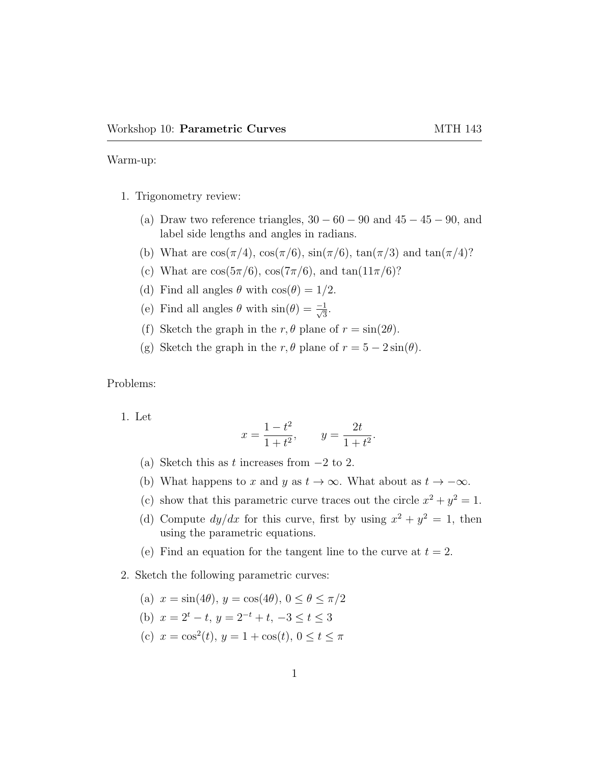Workshop 10: **Parametric Curves** MTH 143

Warm-up:

1. Trigonometry review:

   (a) Draw two reference triangles, $30-60-90$ and $45-45-90$, and label side lengths and angles in radians.

   (b) What are $\cos(\pi/4)$, $\cos(\pi/6)$, $\sin(\pi/6)$, $\tan(\pi/3)$ and $\tan(\pi/4)$?

   (c) What are $\cos(5\pi/6)$, $\cos(7\pi/6)$, and $\tan(11\pi/6)$?

   (d) Find all angles $\theta$ with $\cos(\theta) = 1/2$.

   (e) Find all angles $\theta$ with $\sin(\theta) = \frac{-1}{\sqrt{3}}$.

   (f) Sketch the graph in the $r, \theta$ plane of $r = \sin(2\theta)$.

   (g) Sketch the graph in the $r, \theta$ plane of $r = 5 - 2\sin(\theta)$.

Problems:

1. Let
$$x = \frac{1-t^2}{1+t^2}, \qquad y = \frac{2t}{1+t^2}.$$

   (a) Sketch this as $t$ increases from $-2$ to $2$.

   (b) What happens to $x$ and $y$ as $t \to \infty$. What about as $t \to -\infty$.

   (c) show that this parametric curve traces out the circle $x^2 + y^2 = 1$.

   (d) Compute $dy/dx$ for this curve, first by using $x^2 + y^2 = 1$, then using the parametric equations.

   (e) Find an equation for the tangent line to the curve at $t = 2$.

2. Sketch the following parametric curves:

   (a) $x = \sin(4\theta)$, $y = \cos(4\theta)$, $0 \leq \theta \leq \pi/2$

   (b) $x = 2^t - t$, $y = 2^{-t} + t$, $-3 \leq t \leq 3$

   (c) $x = \cos^2(t)$, $y = 1 + \cos(t)$, $0 \leq t \leq \pi$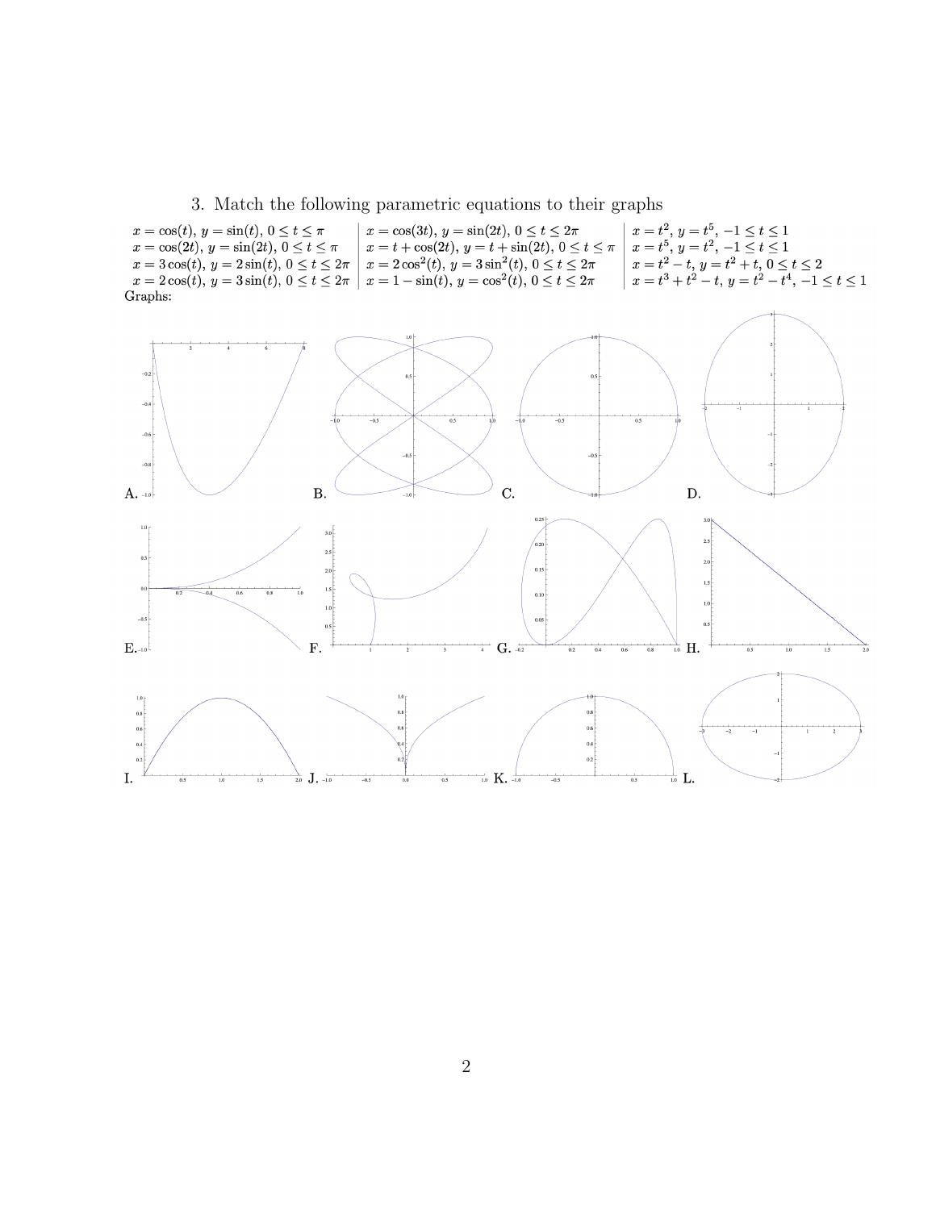3. Match the following parametric equations to their graphs

| | | |
|---|---|---|
| $x = \cos(t)$, $y = \sin(t)$, $0 \leq t \leq \pi$ | $x = \cos(3t)$, $y = \sin(2t)$, $0 \leq t \leq 2\pi$ | $x = t^2$, $y = t^5$, $-1 \leq t \leq 1$ |
| $x = \cos(2t)$, $y = \sin(2t)$, $0 \leq t \leq \pi$ | $x = t + \cos(2t)$, $y = t + \sin(2t)$, $0 \leq t \leq \pi$ | $x = t^5$, $y = t^2$, $-1 \leq t \leq 1$ |
| $x = 3\cos(t)$, $y = 2\sin(t)$, $0 \leq t \leq 2\pi$ | $x = 2\cos^2(t)$, $y = 3\sin^2(t)$, $0 \leq t \leq 2\pi$ | $x = t^2 - t$, $y = t^2 + t$, $0 \leq t \leq 2$ |
| $x = 2\cos(t)$, $y = 3\sin(t)$, $0 \leq t \leq 2\pi$ | $x = 1 - \sin(t)$, $y = \cos^2(t)$, $0 \leq t \leq 2\pi$ | $x = t^3 + t^2 - t$, $y = t^2 - t^4$, $-1 \leq t \leq 1$ |

Graphs:

A. B. C. D.

E. F. G. H.

I. J. K. L.